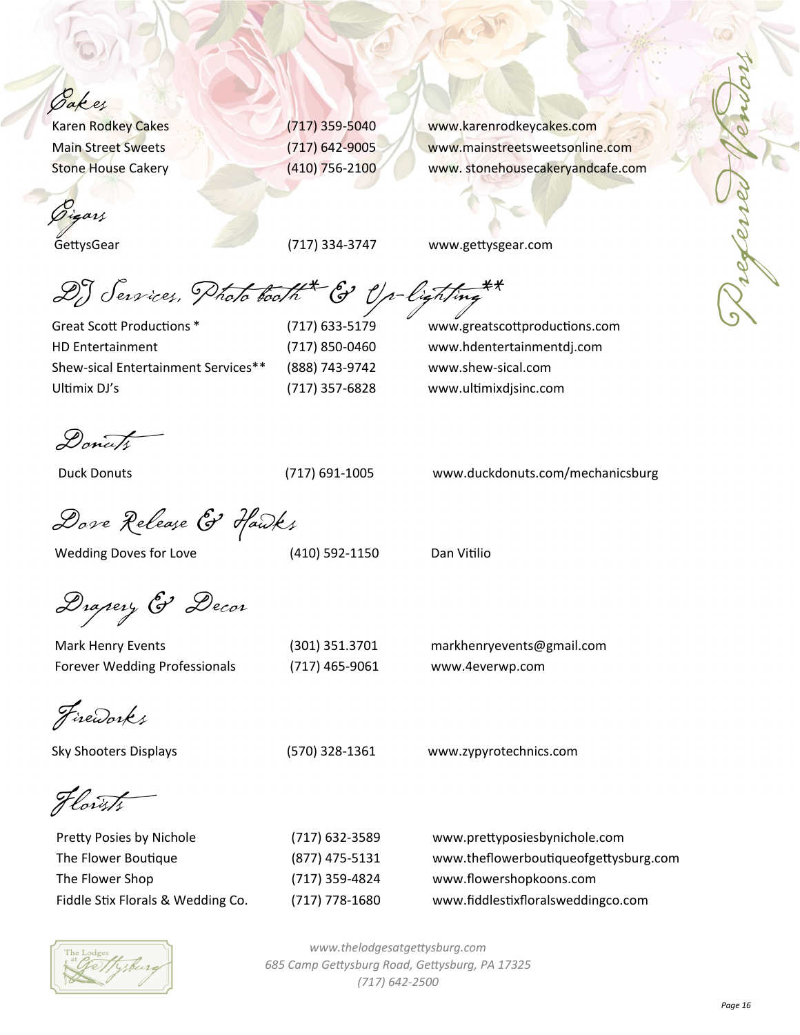# Preferred Vendors

## Cakes

| | | |
|---|---|---|
| Karen Rodkey Cakes | (717) 359-5040 | www.karenrodkeycakes.com |
| Main Street Sweets | (717) 642-9005 | www.mainstreetsweetsonline.com |
| Stone House Cakery | (410) 756-2100 | www. stonehousecakeryandcafe.com |

## Cigars

| | | |
|---|---|---|
| GettysGear | (717) 334-3747 | www.gettysgear.com |

## DJ Services, Photo booth* & Up-lighting**

| | | |
|---|---|---|
| Great Scott Productions * | (717) 633-5179 | www.greatscottproductions.com |
| HD Entertainment | (717) 850-0460 | www.hdentertainmentdj.com |
| Shew-sical Entertainment Services** | (888) 743-9742 | www.shew-sical.com |
| Ultimix DJ's | (717) 357-6828 | www.ultimixdjsinc.com |

## Donuts

| | | |
|---|---|---|
| Duck Donuts | (717) 691-1005 | www.duckdonuts.com/mechanicsburg |

## Dove Release & Hawks

| | | |
|---|---|---|
| Wedding Doves for Love | (410) 592-1150 | Dan Vitilio |

## Drapery & Decor

| | | |
|---|---|---|
| Mark Henry Events | (301) 351.3701 | markhenryevents@gmail.com |
| Forever Wedding Professionals | (717) 465-9061 | www.4everwp.com |

## Fireworks

| | | |
|---|---|---|
| Sky Shooters Displays | (570) 328-1361 | www.zypyrotechnics.com |

## Florists

| | | |
|---|---|---|
| Pretty Posies by Nichole | (717) 632-3589 | www.prettyposiesbynichole.com |
| The Flower Boutique | (877) 475-5131 | www.theflowerboutiqueofgettysburg.com |
| The Flower Shop | (717) 359-4824 | www.flowershopkoons.com |
| Fiddle Stix Florals & Wedding Co. | (717) 778-1680 | www.fiddlestixfloralsweddingco.com |

*www.thelodgesatgettysburg.com*
*685 Camp Gettysburg Road, Gettysburg, PA 17325*
*(717) 642-2500*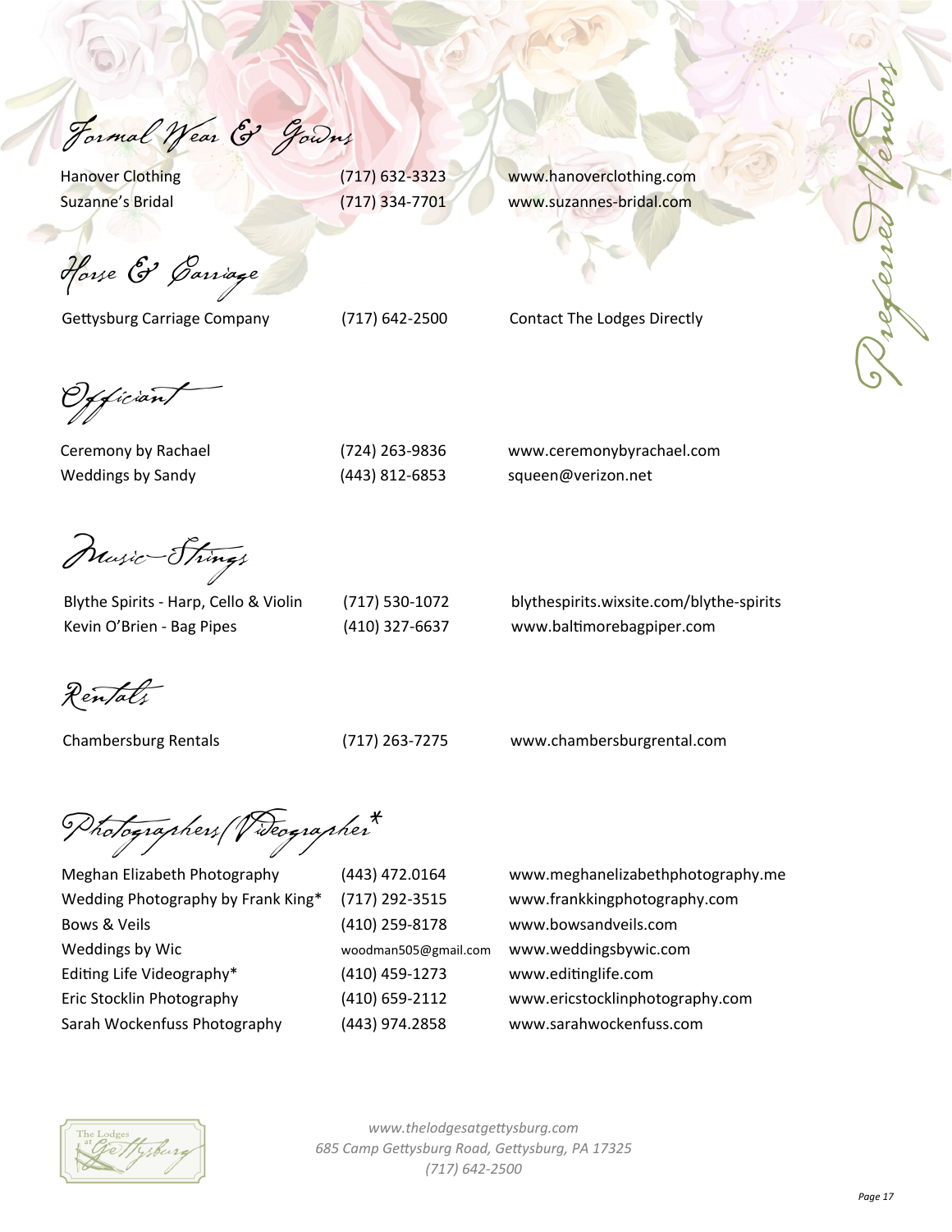# Preferred Vendors

## Formal Wear & Gowns

| | | |
|---|---|---|
| Hanover Clothing | (717) 632-3323 | www.hanoverclothing.com |
| Suzanne's Bridal | (717) 334-7701 | www.suzannes-bridal.com |

## Horse & Carriage

| | | |
|---|---|---|
| Gettysburg Carriage Company | (717) 642-2500 | Contact The Lodges Directly |

## Officiant

| | | |
|---|---|---|
| Ceremony by Rachael | (724) 263-9836 | www.ceremonybyrachael.com |
| Weddings by Sandy | (443) 812-6853 | squeen@verizon.net |

## Music-Strings

| | | |
|---|---|---|
| Blythe Spirits - Harp, Cello & Violin | (717) 530-1072 | blythespirits.wixsite.com/blythe-spirits |
| Kevin O'Brien - Bag Pipes | (410) 327-6637 | www.baltimorebagpiper.com |

## Rentals

| | | |
|---|---|---|
| Chambersburg Rentals | (717) 263-7275 | www.chambersburgrental.com |

## Photographers/Videographer*

| | | |
|---|---|---|
| Meghan Elizabeth Photography | (443) 472.0164 | www.meghanelizabethphotography.me |
| Wedding Photography by Frank King* | (717) 292-3515 | www.frankkingphotography.com |
| Bows & Veils | (410) 259-8178 | www.bowsandveils.com |
| Weddings by Wic | woodman505@gmail.com | www.weddingsbywic.com |
| Editing Life Videography* | (410) 459-1273 | www.editinglife.com |
| Eric Stocklin Photography | (410) 659-2112 | www.ericstocklinphotography.com |
| Sarah Wockenfuss Photography | (443) 974.2858 | www.sarahwockenfuss.com |

*www.thelodgesatgettysburg.com*
*685 Camp Gettysburg Road, Gettysburg, PA 17325*
*(717) 642-2500*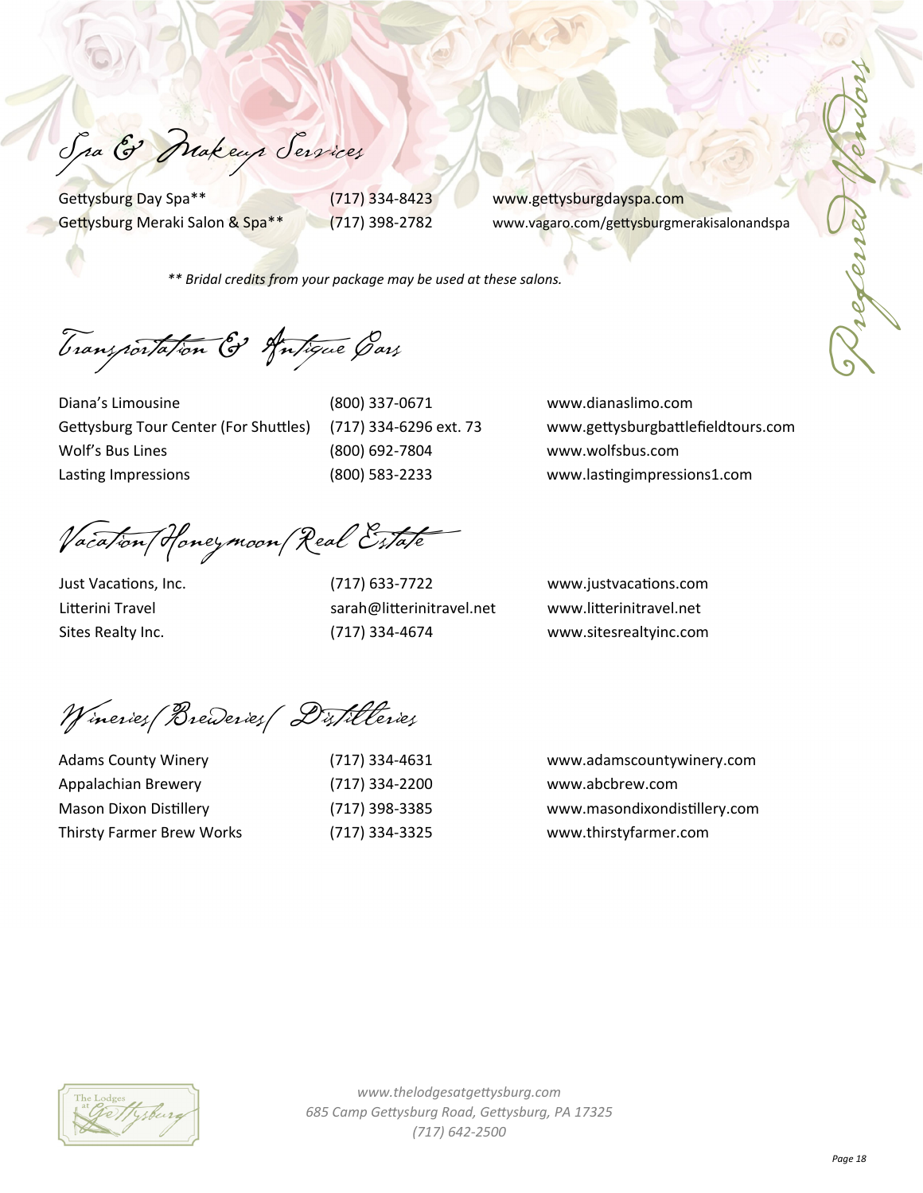## Preferred Vendors

## Spa & Makeup Services

| | | |
|---|---|---|
| Gettysburg Day Spa** | (717) 334-8423 | www.gettysburgdayspa.com |
| Gettysburg Meraki Salon & Spa** | (717) 398-2782 | www.vagaro.com/gettysburgmerakisalonandspa |

*** Bridal credits from your package may be used at these salons.*

## Transportation & Antique Cars

| | | |
|---|---|---|
| Diana's Limousine | (800) 337-0671 | www.dianaslimo.com |
| Gettysburg Tour Center (For Shuttles) | (717) 334-6296 ext. 73 | www.gettysburgbattlefieldtours.com |
| Wolf's Bus Lines | (800) 692-7804 | www.wolfsbus.com |
| Lasting Impressions | (800) 583-2233 | www.lastingimpressions1.com |

## Vacation/Honeymoon/Real Estate

| | | |
|---|---|---|
| Just Vacations, Inc. | (717) 633-7722 | www.justvacations.com |
| Litterini Travel | sarah@litterinitravel.net | www.litterinitravel.net |
| Sites Realty Inc. | (717) 334-4674 | www.sitesrealtyinc.com |

## Wineries/Breweries/Distilleries

| | | |
|---|---|---|
| Adams County Winery | (717) 334-4631 | www.adamscountywinery.com |
| Appalachian Brewery | (717) 334-2200 | www.abcbrew.com |
| Mason Dixon Distillery | (717) 398-3385 | www.masondixondistillery.com |
| Thirsty Farmer Brew Works | (717) 334-3325 | www.thirstyfarmer.com |

*www.thelodgesatgettysburg.com*
*685 Camp Gettysburg Road, Gettysburg, PA 17325*
*(717) 642-2500*